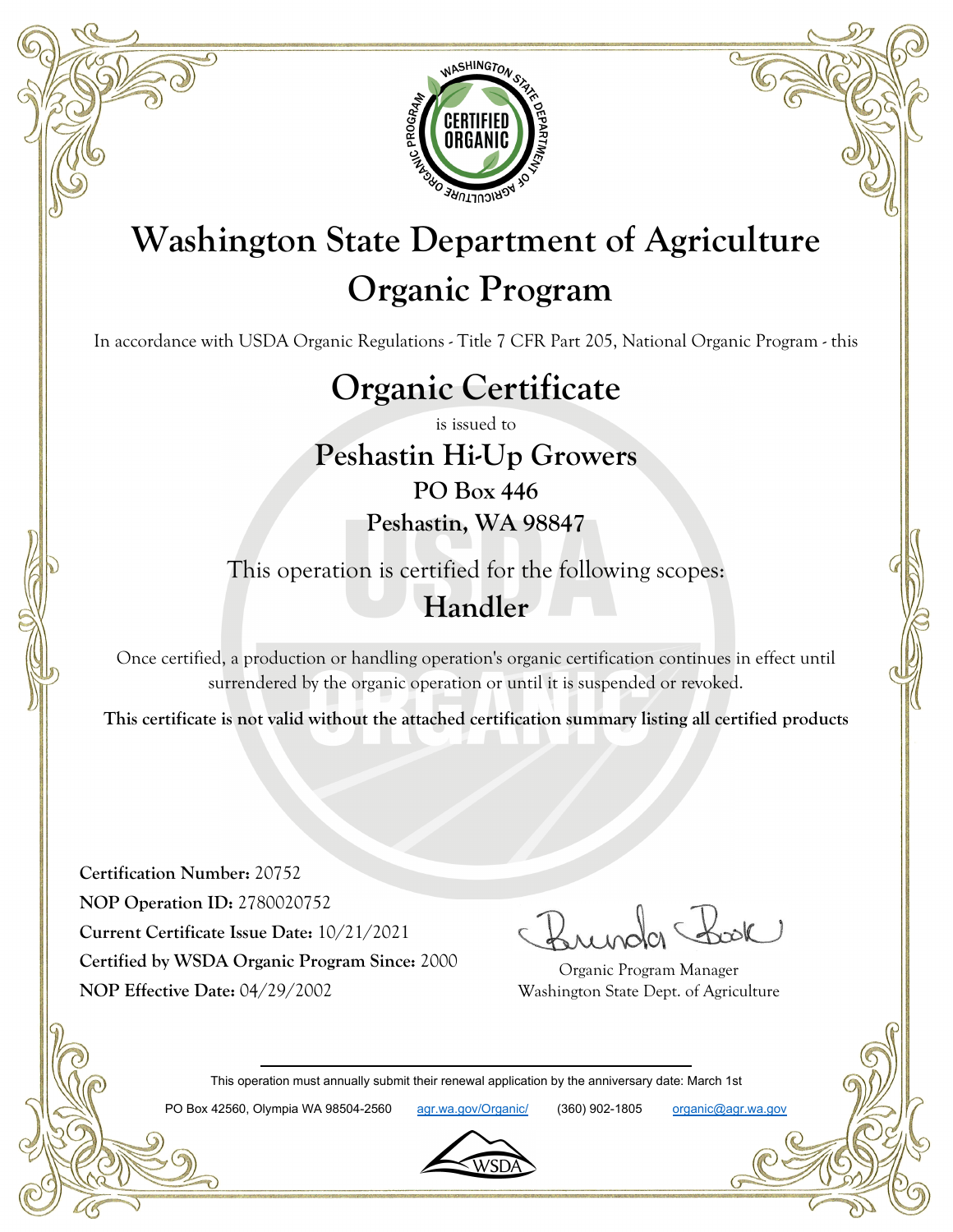# Washington State Department of Agriculture
# Organic Program

In accordance with USDA Organic Regulations - Title 7 CFR Part 205, National Organic Program - this

## Organic Certificate

is issued to

**Peshastin Hi-Up Growers**

**PO Box 446**

**Peshastin, WA 98847**

This operation is certified for the following scopes:

**Handler**

Once certified, a production or handling operation's organic certification continues in effect until surrendered by the organic operation or until it is suspended or revoked.

**This certificate is not valid without the attached certification summary listing all certified products**

**Certification Number:** 20752

**NOP Operation ID:** 2780020752

**Current Certificate Issue Date:** 10/21/2021

**Certified by WSDA Organic Program Since:** 2000

**NOP Effective Date:** 04/29/2002

Brenda Book

Organic Program Manager
Washington State Dept. of Agriculture

This operation must annually submit their renewal application by the anniversary date: March 1st

PO Box 42560, Olympia WA 98504-2560 agr.wa.gov/Organic/ (360) 902-1805 organic@agr.wa.gov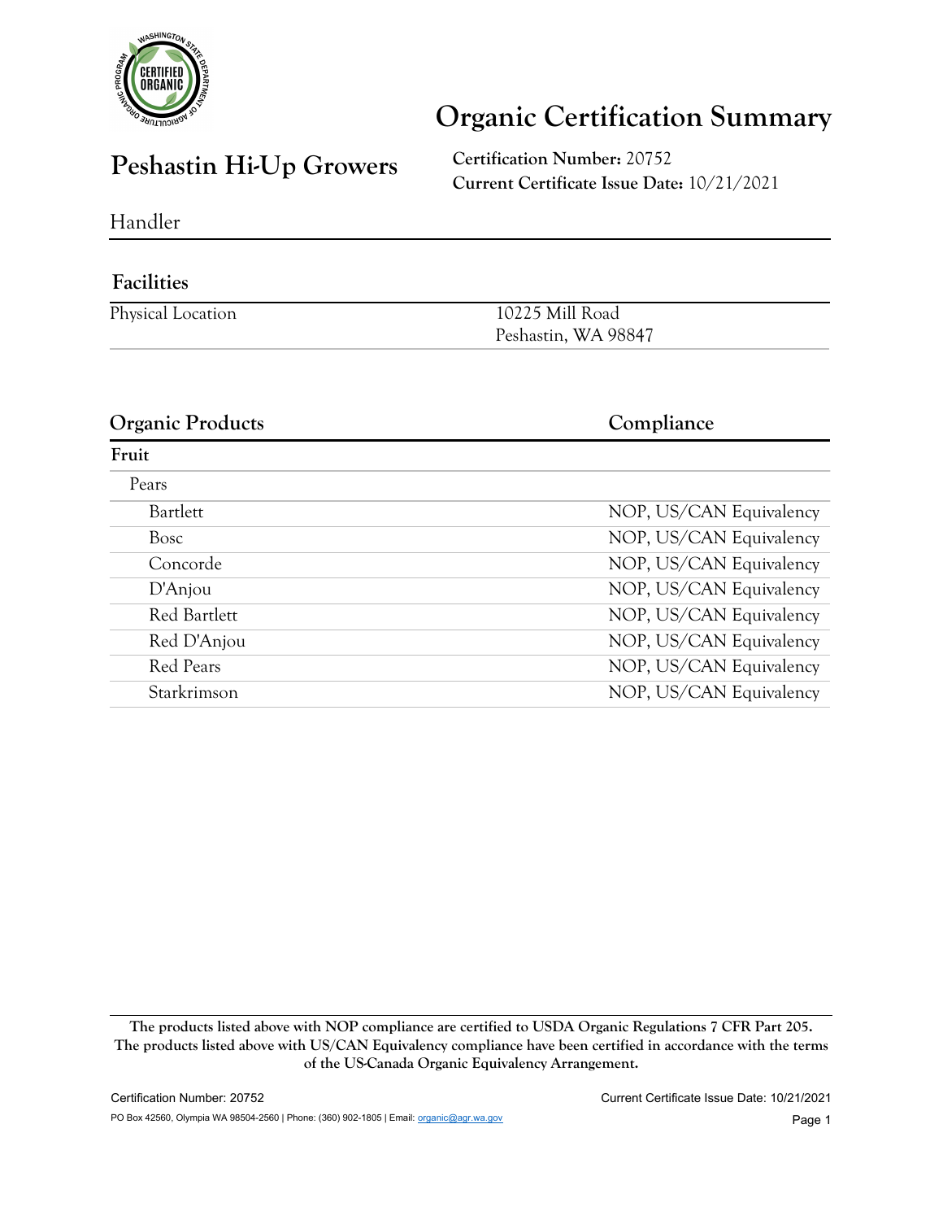# Organic Certification Summary

## Peshastin Hi-Up Growers

**Certification Number:** 20752
**Current Certificate Issue Date:** 10/21/2021

Handler

### Facilities

| | |
|---|---|
| Physical Location | 10225 Mill Road<br>Peshastin, WA 98847 |

| Organic Products | Compliance |
|---|---|
| **Fruit** | |
| Pears | |
| Bartlett | NOP, US/CAN Equivalency |
| Bosc | NOP, US/CAN Equivalency |
| Concorde | NOP, US/CAN Equivalency |
| D'Anjou | NOP, US/CAN Equivalency |
| Red Bartlett | NOP, US/CAN Equivalency |
| Red D'Anjou | NOP, US/CAN Equivalency |
| Red Pears | NOP, US/CAN Equivalency |
| Starkrimson | NOP, US/CAN Equivalency |

**The products listed above with NOP compliance are certified to USDA Organic Regulations 7 CFR Part 205. The products listed above with US/CAN Equivalency compliance have been certified in accordance with the terms of the US-Canada Organic Equivalency Arrangement.**

PO Box 42560, Olympia WA 98504-2560 | Phone: (360) 902-1805 | Email: organic@agr.wa.gov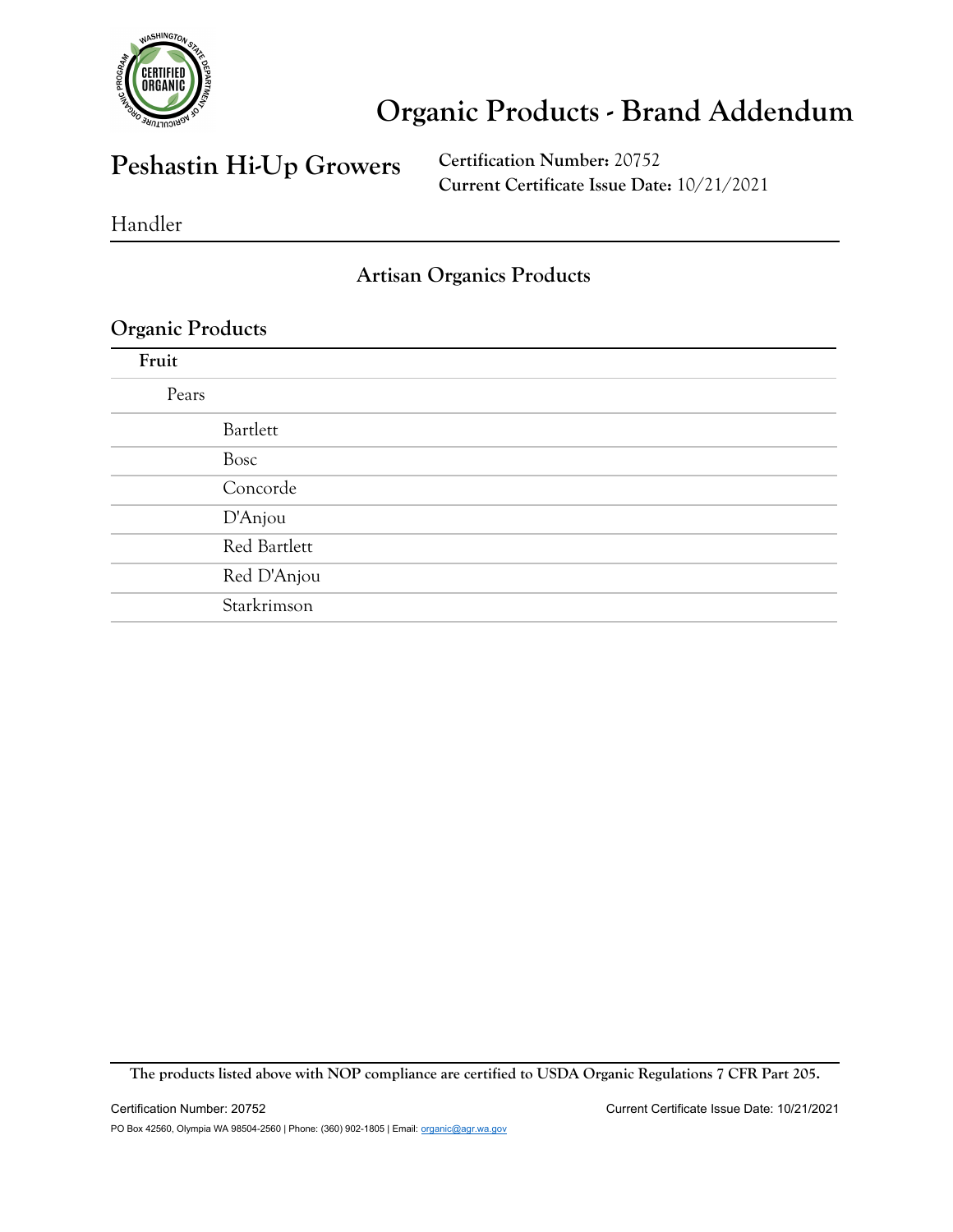# Organic Products - Brand Addendum

## Peshastin Hi-Up Growers

**Certification Number:** 20752
**Current Certificate Issue Date:** 10/21/2021

Handler

### Artisan Organics Products

### Organic Products

**Fruit**

Pears

- Bartlett
- Bosc
- Concorde
- D'Anjou
- Red Bartlett
- Red D'Anjou
- Starkrimson

**The products listed above with NOP compliance are certified to USDA Organic Regulations 7 CFR Part 205.**

Certification Number: 20752 Current Certificate Issue Date: 10/21/2021

PO Box 42560, Olympia WA 98504-2560 | Phone: (360) 902-1805 | Email: organic@agr.wa.gov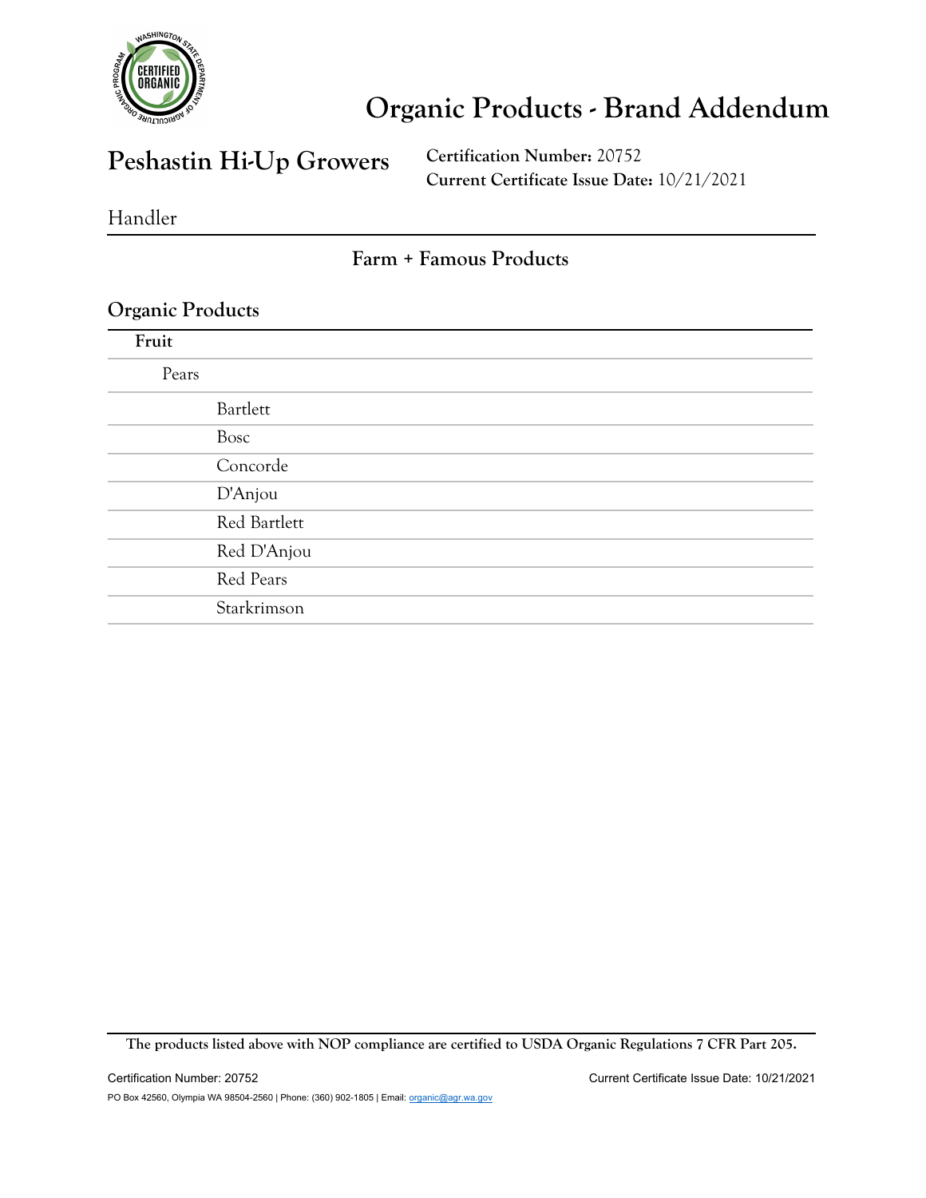# Organic Products - Brand Addendum

**Peshastin Hi-Up Growers**

**Certification Number:** 20752
**Current Certificate Issue Date:** 10/21/2021

Handler

## Farm + Famous Products

### Organic Products

**Fruit**

- Pears
  - Bartlett
  - Bosc
  - Concorde
  - D'Anjou
  - Red Bartlett
  - Red D'Anjou
  - Red Pears
  - Starkrimson

**The products listed above with NOP compliance are certified to USDA Organic Regulations 7 CFR Part 205.**

Certification Number: 20752

Current Certificate Issue Date: 10/21/2021

PO Box 42560, Olympia WA 98504-2560 | Phone: (360) 902-1805 | Email: organic@agr.wa.gov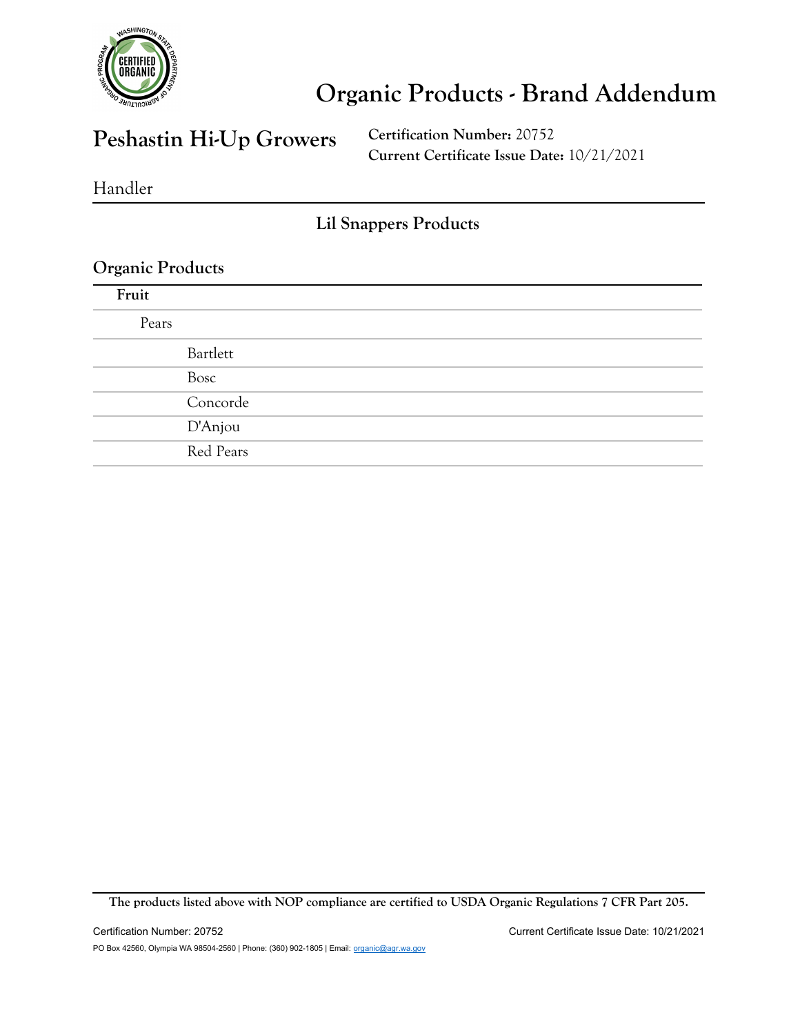# Organic Products - Brand Addendum

## Peshastin Hi-Up Growers

**Certification Number:** 20752
**Current Certificate Issue Date:** 10/21/2021

Handler

### Lil Snappers Products

### Organic Products

**Fruit**

- Pears
  - Bartlett
  - Bosc
  - Concorde
  - D'Anjou
  - Red Pears

**The products listed above with NOP compliance are certified to USDA Organic Regulations 7 CFR Part 205.**

Certification Number: 20752 Current Certificate Issue Date: 10/21/2021

PO Box 42560, Olympia WA 98504-2560 | Phone: (360) 902-1805 | Email: organic@agr.wa.gov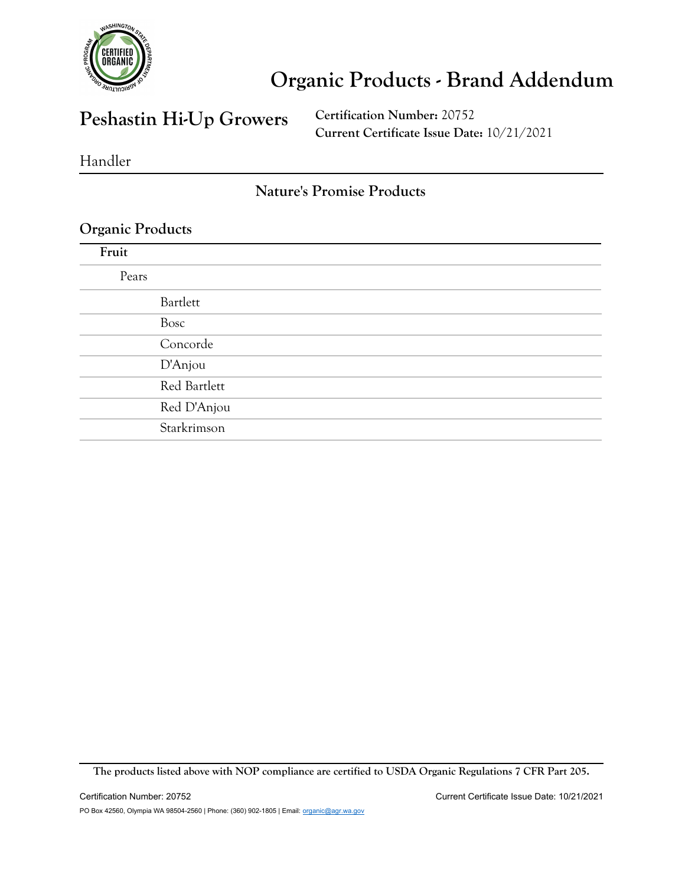# Organic Products - Brand Addendum

## Peshastin Hi-Up Growers

**Certification Number:** 20752
**Current Certificate Issue Date:** 10/21/2021

Handler

### Nature's Promise Products

### Organic Products

**Fruit**

- Pears
  - Bartlett
  - Bosc
  - Concorde
  - D'Anjou
  - Red Bartlett
  - Red D'Anjou
  - Starkrimson

**The products listed above with NOP compliance are certified to USDA Organic Regulations 7 CFR Part 205.**

Certification Number: 20752 | Current Certificate Issue Date: 10/21/2021

PO Box 42560, Olympia WA 98504-2560 | Phone: (360) 902-1805 | Email: organic@agr.wa.gov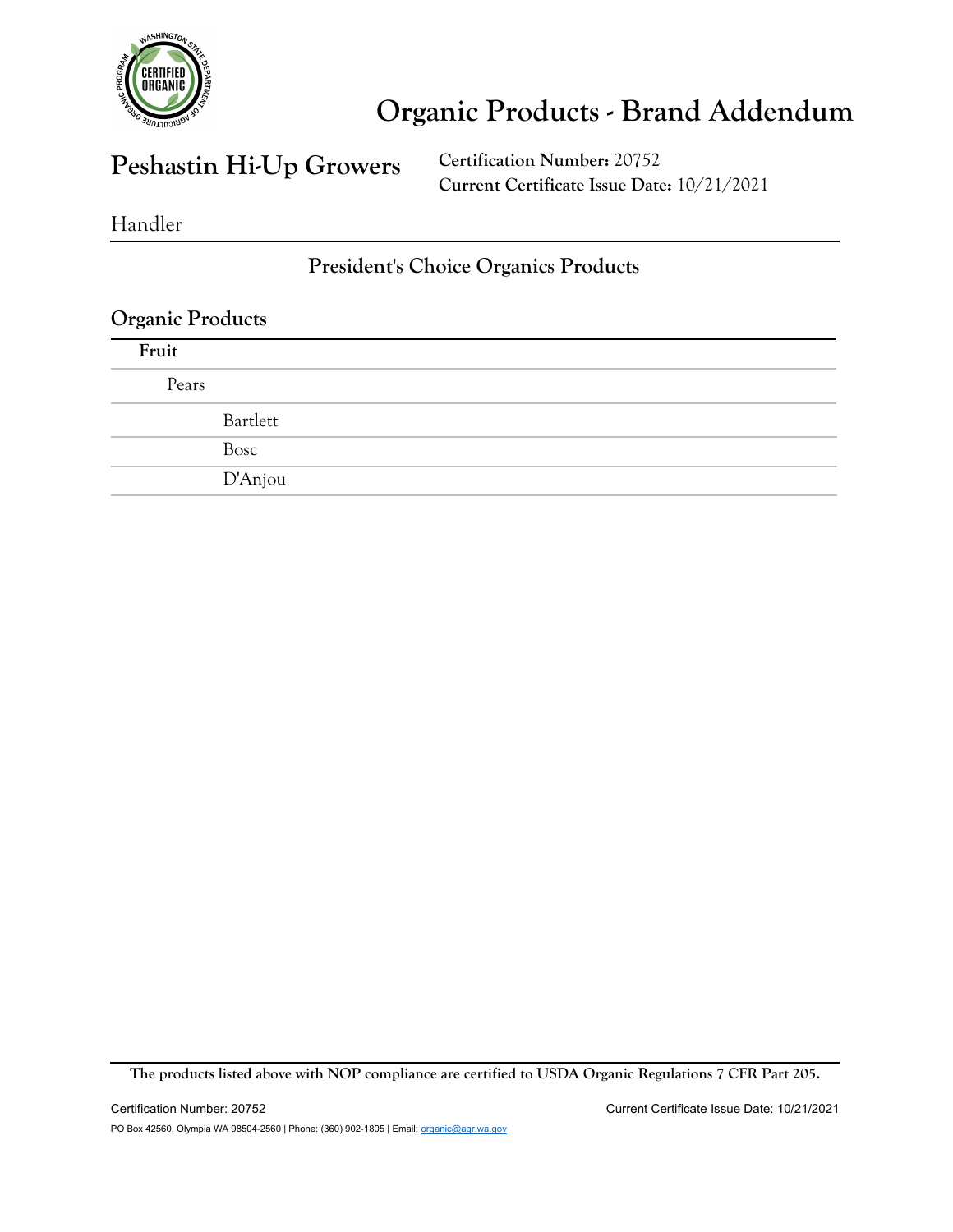# Organic Products - Brand Addendum

## Peshastin Hi-Up Growers

**Certification Number:** 20752
**Current Certificate Issue Date:** 10/21/2021

Handler

### President's Choice Organics Products

### Organic Products

**Fruit**

- Pears
  - Bartlett
  - Bosc
  - D'Anjou

**The products listed above with NOP compliance are certified to USDA Organic Regulations 7 CFR Part 205.**

Certification Number: 20752 Current Certificate Issue Date: 10/21/2021

PO Box 42560, Olympia WA 98504-2560 | Phone: (360) 902-1805 | Email: organic@agr.wa.gov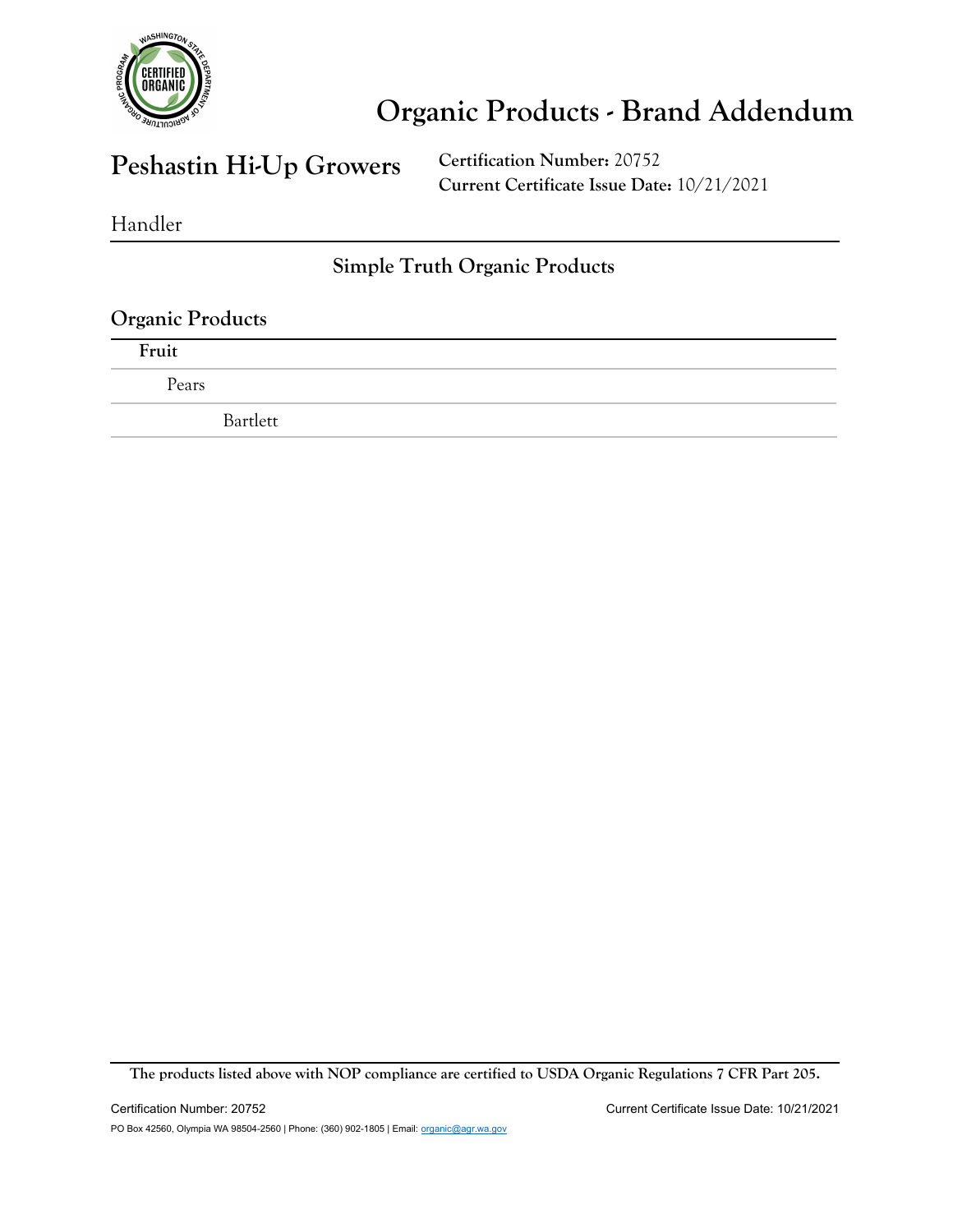# Organic Products - Brand Addendum

## Peshastin Hi-Up Growers

**Certification Number:** 20752
**Current Certificate Issue Date:** 10/21/2021

Handler

### Simple Truth Organic Products

### Organic Products

**Fruit**

Pears

Bartlett

**The products listed above with NOP compliance are certified to USDA Organic Regulations 7 CFR Part 205.**

Certification Number: 20752
Current Certificate Issue Date: 10/21/2021

PO Box 42560, Olympia WA 98504-2560 | Phone: (360) 902-1805 | Email: organic@agr.wa.gov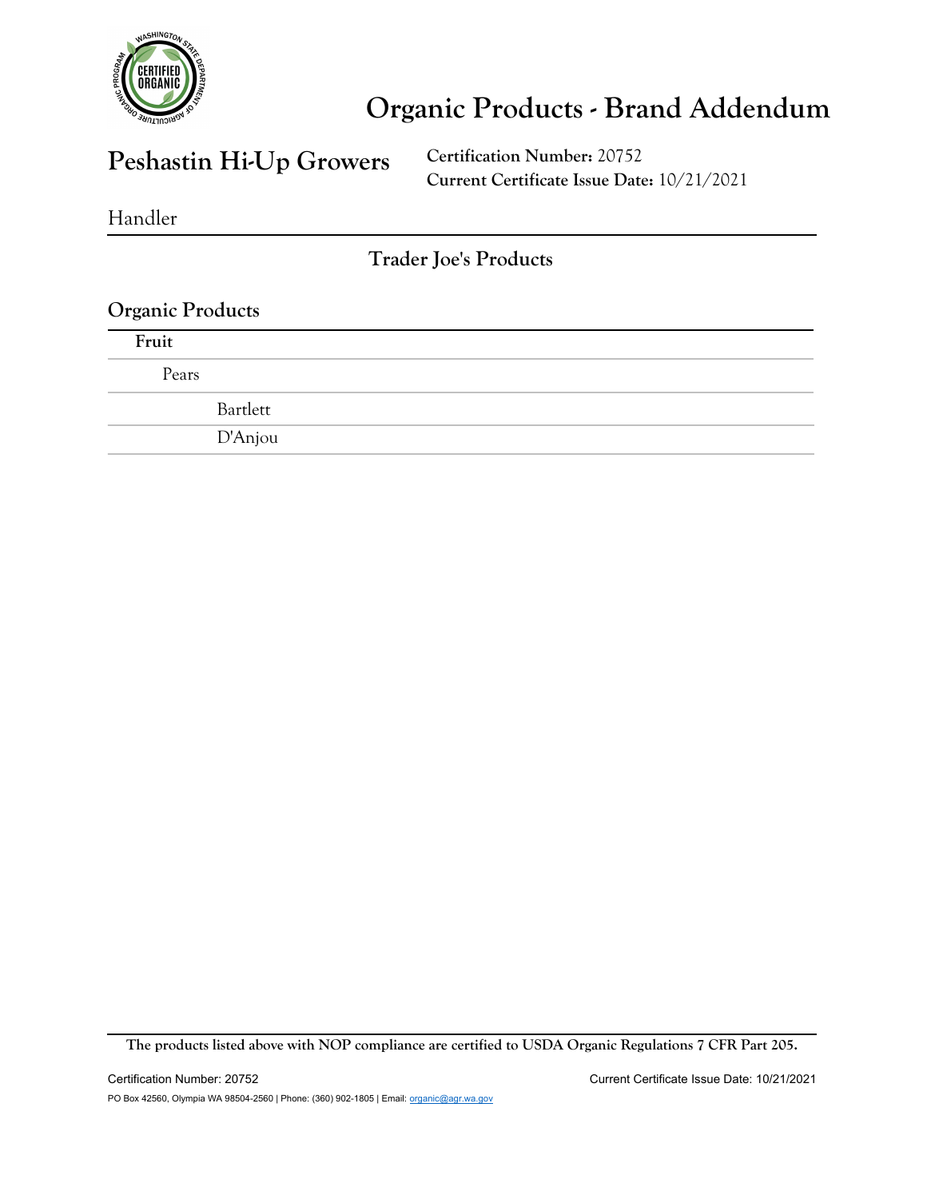# Organic Products - Brand Addendum

## Peshastin Hi-Up Growers

**Certification Number:** 20752
**Current Certificate Issue Date:** 10/21/2021

Handler

### Trader Joe's Products

#### Organic Products

**Fruit**

- Pears
  - Bartlett
  - D'Anjou

**The products listed above with NOP compliance are certified to USDA Organic Regulations 7 CFR Part 205.**

Certification Number: 20752

Current Certificate Issue Date: 10/21/2021

PO Box 42560, Olympia WA 98504-2560 | Phone: (360) 902-1805 | Email: organic@agr.wa.gov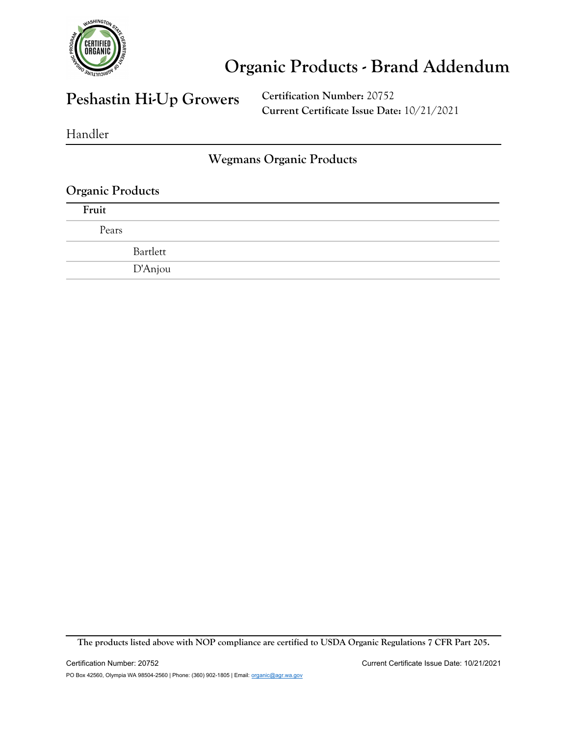# Organic Products - Brand Addendum

## Peshastin Hi-Up Growers

**Certification Number:** 20752
**Current Certificate Issue Date:** 10/21/2021

Handler

### Wegmans Organic Products

### Organic Products

**Fruit**

- Pears
  - Bartlett
  - D'Anjou

**The products listed above with NOP compliance are certified to USDA Organic Regulations 7 CFR Part 205.**

Certification Number: 20752 Current Certificate Issue Date: 10/21/2021

PO Box 42560, Olympia WA 98504-2560 | Phone: (360) 902-1805 | Email: organic@agr.wa.gov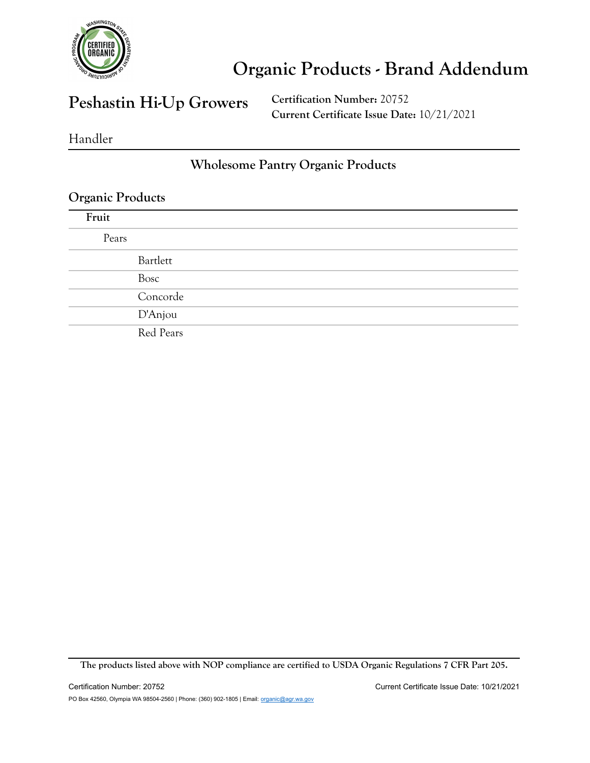# Organic Products - Brand Addendum

## Peshastin Hi-Up Growers

**Certification Number:** 20752
**Current Certificate Issue Date:** 10/21/2021

Handler

### Wholesome Pantry Organic Products

### Organic Products

**Fruit**

- Pears
  - Bartlett
  - Bosc
  - Concorde
  - D'Anjou
  - Red Pears

**The products listed above with NOP compliance are certified to USDA Organic Regulations 7 CFR Part 205.**

Certification Number: 20752 Current Certificate Issue Date: 10/21/2021

PO Box 42560, Olympia WA 98504-2560 | Phone: (360) 902-1805 | Email: organic@agr.wa.gov